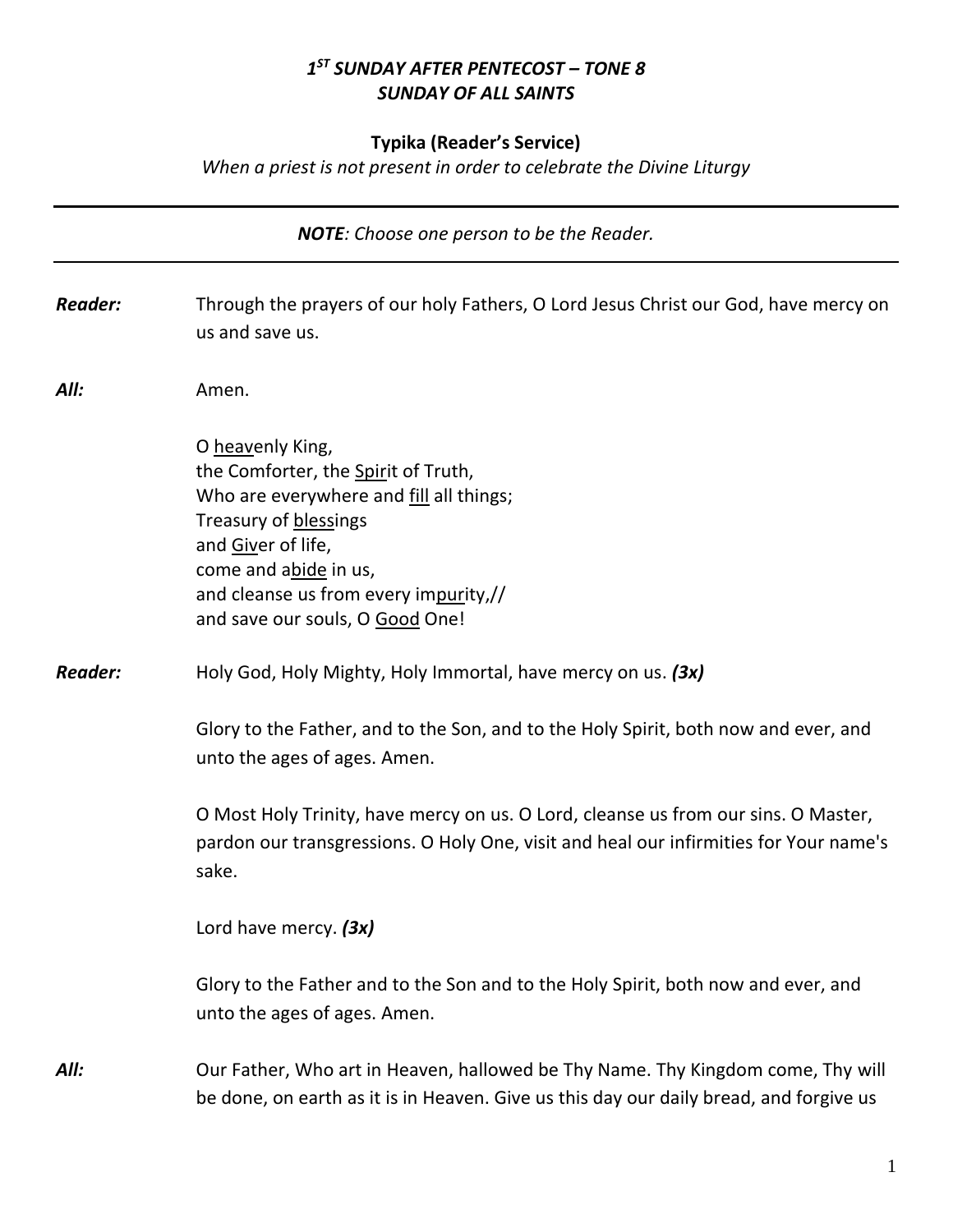***1ST SUNDAY AFTER PENTECOST – TONE 8***
***SUNDAY OF ALL SAINTS***

**Typika (Reader's Service)**

*When a priest is not present in order to celebrate the Divine Liturgy*

---

***NOTE****: Choose one person to be the Reader.*

---

***Reader:*** Through the prayers of our holy Fathers, O Lord Jesus Christ our God, have mercy on us and save us.

***All:*** Amen.

O <u>heav</u>enly King,
the Comforter, the <u>Spir</u>it of Truth,
Who are everywhere and <u>fill</u> all things;
Treasury of <u>bless</u>ings
and <u>Giv</u>er of life,
come and a<u>bide</u> in us,
and cleanse us from every im<u>pur</u>ity,//
and save our souls, O <u>Good</u> One!

***Reader:*** Holy God, Holy Mighty, Holy Immortal, have mercy on us. ***(3x)***

Glory to the Father, and to the Son, and to the Holy Spirit, both now and ever, and unto the ages of ages. Amen.

O Most Holy Trinity, have mercy on us. O Lord, cleanse us from our sins. O Master, pardon our transgressions. O Holy One, visit and heal our infirmities for Your name's sake.

Lord have mercy. ***(3x)***

Glory to the Father and to the Son and to the Holy Spirit, both now and ever, and unto the ages of ages. Amen.

***All:*** Our Father, Who art in Heaven, hallowed be Thy Name. Thy Kingdom come, Thy will be done, on earth as it is in Heaven. Give us this day our daily bread, and forgive us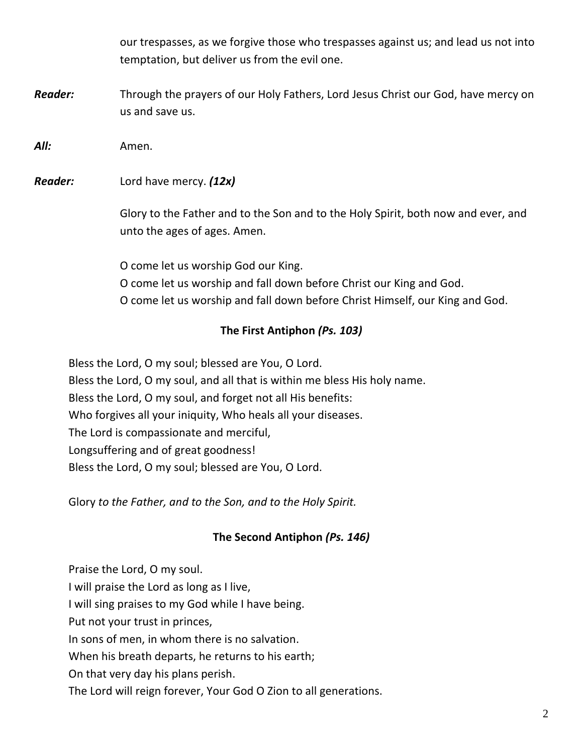our trespasses, as we forgive those who trespasses against us; and lead us not into temptation, but deliver us from the evil one.

***Reader:*** Through the prayers of our Holy Fathers, Lord Jesus Christ our God, have mercy on us and save us.

***All:*** Amen.

***Reader:*** Lord have mercy. ***(12x)***

Glory to the Father and to the Son and to the Holy Spirit, both now and ever, and unto the ages of ages. Amen.

O come let us worship God our King.
O come let us worship and fall down before Christ our King and God.
O come let us worship and fall down before Christ Himself, our King and God.

### The First Antiphon *(Ps. 103)*

Bless the Lord, O my soul; blessed are You, O Lord.
Bless the Lord, O my soul, and all that is within me bless His holy name.
Bless the Lord, O my soul, and forget not all His benefits:
Who forgives all your iniquity, Who heals all your diseases.
The Lord is compassionate and merciful,
Longsuffering and of great goodness!
Bless the Lord, O my soul; blessed are You, O Lord.

Glory *to the Father, and to the Son, and to the Holy Spirit.*

### The Second Antiphon *(Ps. 146)*

Praise the Lord, O my soul.
I will praise the Lord as long as I live,
I will sing praises to my God while I have being.
Put not your trust in princes,
In sons of men, in whom there is no salvation.
When his breath departs, he returns to his earth;
On that very day his plans perish.
The Lord will reign forever, Your God O Zion to all generations.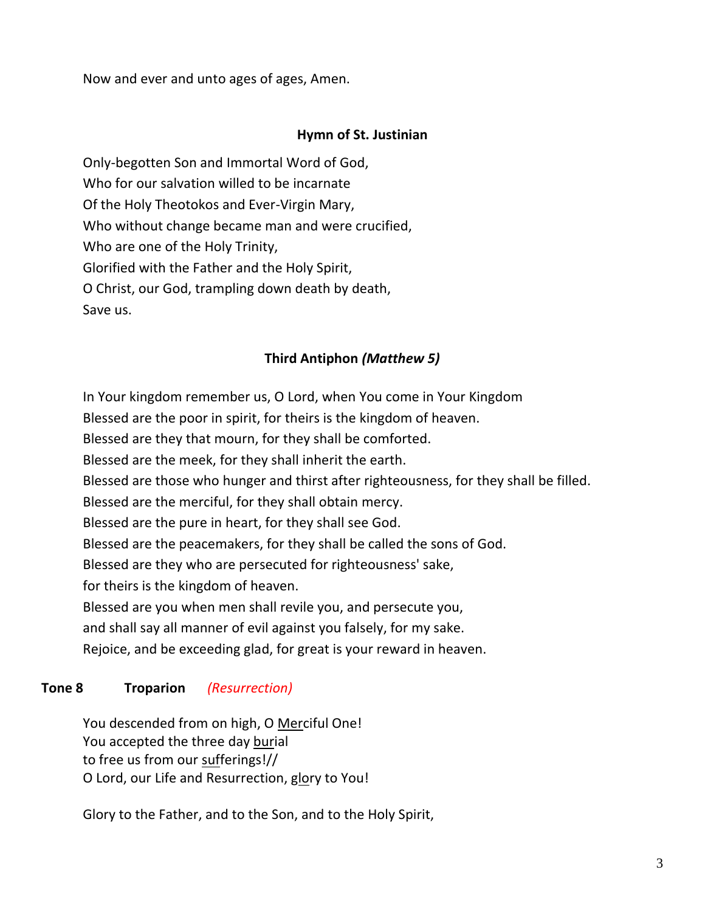Now and ever and unto ages of ages, Amen.

### Hymn of St. Justinian

Only-begotten Son and Immortal Word of God,
Who for our salvation willed to be incarnate
Of the Holy Theotokos and Ever-Virgin Mary,
Who without change became man and were crucified,
Who are one of the Holy Trinity,
Glorified with the Father and the Holy Spirit,
O Christ, our God, trampling down death by death,
Save us.

### Third Antiphon *(Matthew 5)*

In Your kingdom remember us, O Lord, when You come in Your Kingdom
Blessed are the poor in spirit, for theirs is the kingdom of heaven.
Blessed are they that mourn, for they shall be comforted.
Blessed are the meek, for they shall inherit the earth.
Blessed are those who hunger and thirst after righteousness, for they shall be filled.
Blessed are the merciful, for they shall obtain mercy.
Blessed are the pure in heart, for they shall see God.
Blessed are the peacemakers, for they shall be called the sons of God.
Blessed are they who are persecuted for righteousness' sake,
for theirs is the kingdom of heaven.
Blessed are you when men shall revile you, and persecute you,
and shall say all manner of evil against you falsely, for my sake.
Rejoice, and be exceeding glad, for great is your reward in heaven.

**Tone 8** **Troparion** *(Resurrection)*

You descended from on high, O Merciful One!
You accepted the three day burial
to free us from our sufferings!//
O Lord, our Life and Resurrection, glory to You!

Glory to the Father, and to the Son, and to the Holy Spirit,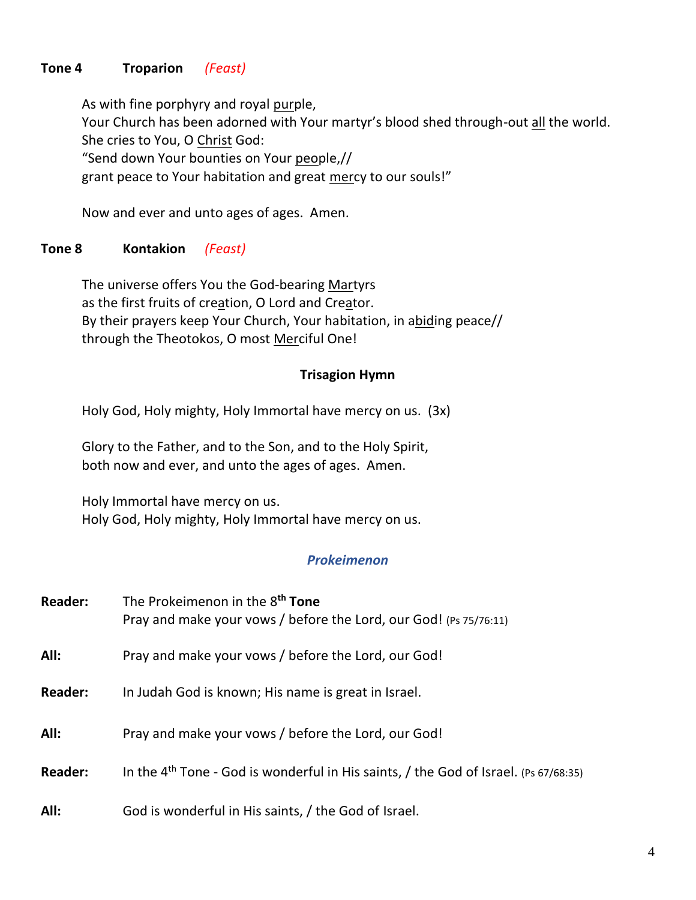**Tone 4 Troparion** *(Feast)*

As with fine porphyry and royal purple,
Your Church has been adorned with Your martyr's blood shed through-out all the world.
She cries to You, O Christ God:
"Send down Your bounties on Your people,//
grant peace to Your habitation and great mercy to our souls!"

Now and ever and unto ages of ages. Amen.

**Tone 8 Kontakion** *(Feast)*

The universe offers You the God-bearing Martyrs
as the first fruits of creation, O Lord and Creator.
By their prayers keep Your Church, Your habitation, in abiding peace//
through the Theotokos, O most Merciful One!

**Trisagion Hymn**

Holy God, Holy mighty, Holy Immortal have mercy on us. (3x)

Glory to the Father, and to the Son, and to the Holy Spirit,
both now and ever, and unto the ages of ages. Amen.

Holy Immortal have mercy on us.
Holy God, Holy mighty, Holy Immortal have mercy on us.

***Prokeimenon***

**Reader:** The Prokeimenon in the 8th **Tone**
Pray and make your vows / before the Lord, our God! (Ps 75/76:11)

**All:** Pray and make your vows / before the Lord, our God!

**Reader:** In Judah God is known; His name is great in Israel.

**All:** Pray and make your vows / before the Lord, our God!

**Reader:** In the 4th Tone - God is wonderful in His saints, / the God of Israel. (Ps 67/68:35)

**All:** God is wonderful in His saints, / the God of Israel.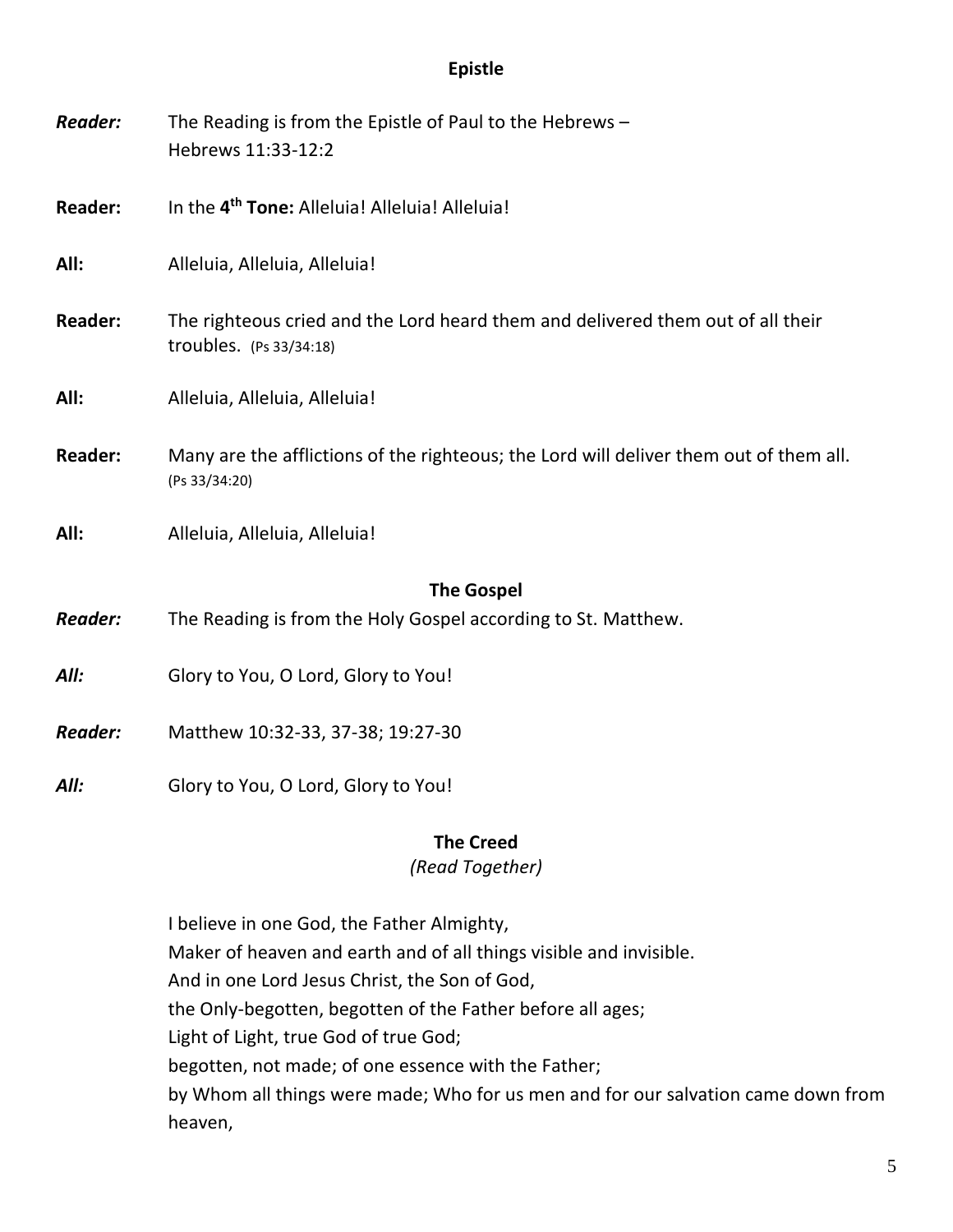## Epistle

***Reader:*** The Reading is from the Epistle of Paul to the Hebrews – Hebrews 11:33-12:2

**Reader:** In the **4th Tone:** Alleluia! Alleluia! Alleluia!

**All:** Alleluia, Alleluia, Alleluia!

**Reader:** The righteous cried and the Lord heard them and delivered them out of all their troubles. (Ps 33/34:18)

**All:** Alleluia, Alleluia, Alleluia!

**Reader:** Many are the afflictions of the righteous; the Lord will deliver them out of them all. (Ps 33/34:20)

**All:** Alleluia, Alleluia, Alleluia!

## The Gospel

***Reader:*** The Reading is from the Holy Gospel according to St. Matthew.

***All:*** Glory to You, O Lord, Glory to You!

***Reader:*** Matthew 10:32-33, 37-38; 19:27-30

***All:*** Glory to You, O Lord, Glory to You!

## The Creed

*(Read Together)*

I believe in one God, the Father Almighty,
Maker of heaven and earth and of all things visible and invisible.
And in one Lord Jesus Christ, the Son of God,
the Only-begotten, begotten of the Father before all ages;
Light of Light, true God of true God;
begotten, not made; of one essence with the Father;
by Whom all things were made; Who for us men and for our salvation came down from heaven,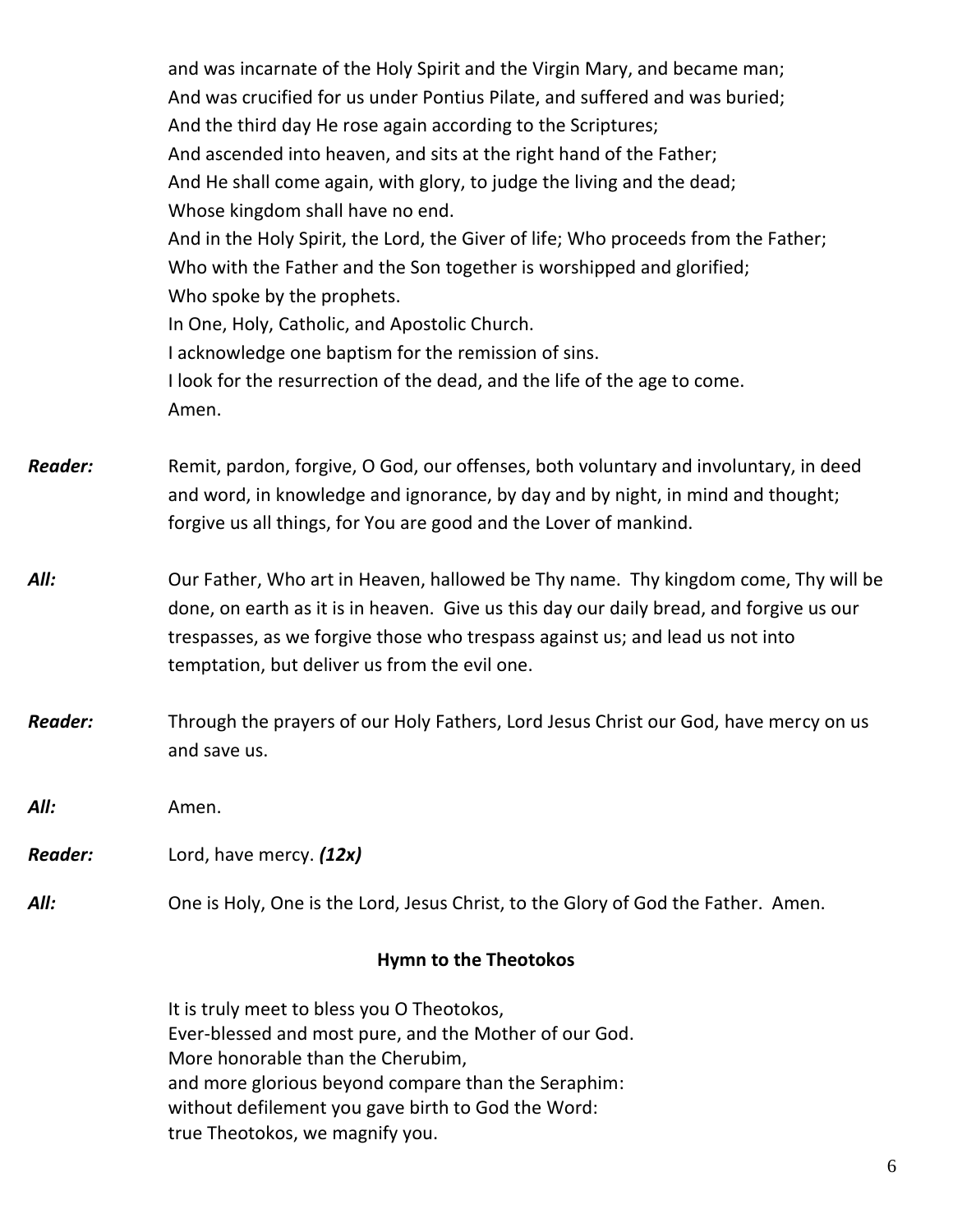and was incarnate of the Holy Spirit and the Virgin Mary, and became man;
And was crucified for us under Pontius Pilate, and suffered and was buried;
And the third day He rose again according to the Scriptures;
And ascended into heaven, and sits at the right hand of the Father;
And He shall come again, with glory, to judge the living and the dead;
Whose kingdom shall have no end.
And in the Holy Spirit, the Lord, the Giver of life; Who proceeds from the Father;
Who with the Father and the Son together is worshipped and glorified;
Who spoke by the prophets.
In One, Holy, Catholic, and Apostolic Church.
I acknowledge one baptism for the remission of sins.
I look for the resurrection of the dead, and the life of the age to come.
Amen.

***Reader:*** Remit, pardon, forgive, O God, our offenses, both voluntary and involuntary, in deed and word, in knowledge and ignorance, by day and by night, in mind and thought; forgive us all things, for You are good and the Lover of mankind.

***All:*** Our Father, Who art in Heaven, hallowed be Thy name. Thy kingdom come, Thy will be done, on earth as it is in heaven. Give us this day our daily bread, and forgive us our trespasses, as we forgive those who trespass against us; and lead us not into temptation, but deliver us from the evil one.

***Reader:*** Through the prayers of our Holy Fathers, Lord Jesus Christ our God, have mercy on us and save us.

***All:*** Amen.

***Reader:*** Lord, have mercy. ***(12x)***

***All:*** One is Holy, One is the Lord, Jesus Christ, to the Glory of God the Father. Amen.

**Hymn to the Theotokos**

It is truly meet to bless you O Theotokos,
Ever-blessed and most pure, and the Mother of our God.
More honorable than the Cherubim,
and more glorious beyond compare than the Seraphim:
without defilement you gave birth to God the Word:
true Theotokos, we magnify you.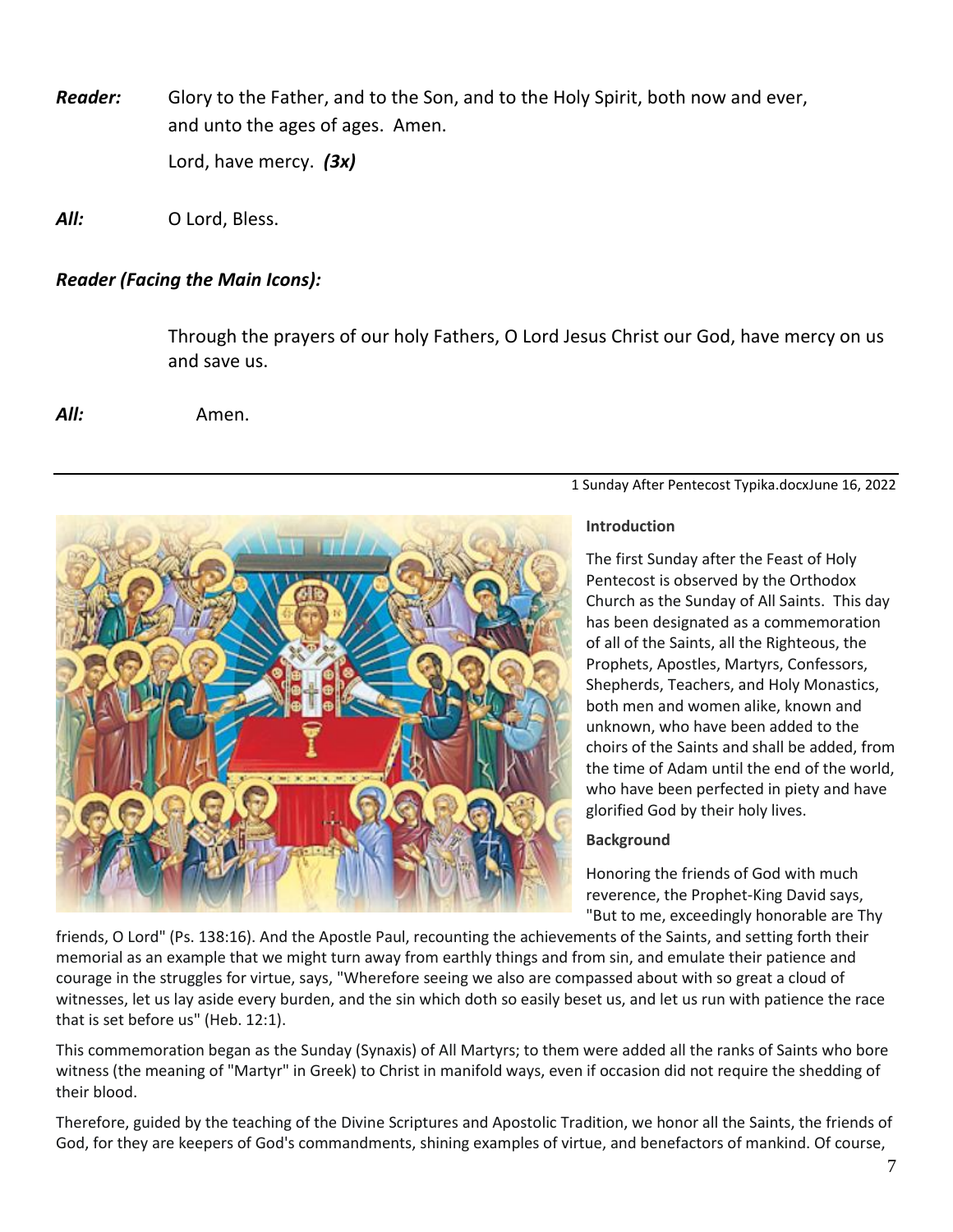***Reader:*** Glory to the Father, and to the Son, and to the Holy Spirit, both now and ever, and unto the ages of ages. Amen.

Lord, have mercy. ***(3x)***

***All:*** O Lord, Bless.

***Reader (Facing the Main Icons):***

Through the prayers of our holy Fathers, O Lord Jesus Christ our God, have mercy on us and save us.

***All:*** Amen.

---

1 Sunday After Pentecost Typika.docxJune 16, 2022

**Introduction**

The first Sunday after the Feast of Holy Pentecost is observed by the Orthodox Church as the Sunday of All Saints. This day has been designated as a commemoration of all of the Saints, all the Righteous, the Prophets, Apostles, Martyrs, Confessors, Shepherds, Teachers, and Holy Monastics, both men and women alike, known and unknown, who have been added to the choirs of the Saints and shall be added, from the time of Adam until the end of the world, who have been perfected in piety and have glorified God by their holy lives.

**Background**

Honoring the friends of God with much reverence, the Prophet-King David says, "But to me, exceedingly honorable are Thy friends, O Lord" (Ps. 138:16). And the Apostle Paul, recounting the achievements of the Saints, and setting forth their memorial as an example that we might turn away from earthly things and from sin, and emulate their patience and courage in the struggles for virtue, says, "Wherefore seeing we also are compassed about with so great a cloud of witnesses, let us lay aside every burden, and the sin which doth so easily beset us, and let us run with patience the race that is set before us" (Heb. 12:1).

This commemoration began as the Sunday (Synaxis) of All Martyrs; to them were added all the ranks of Saints who bore witness (the meaning of "Martyr" in Greek) to Christ in manifold ways, even if occasion did not require the shedding of their blood.

Therefore, guided by the teaching of the Divine Scriptures and Apostolic Tradition, we honor all the Saints, the friends of God, for they are keepers of God's commandments, shining examples of virtue, and benefactors of mankind. Of course,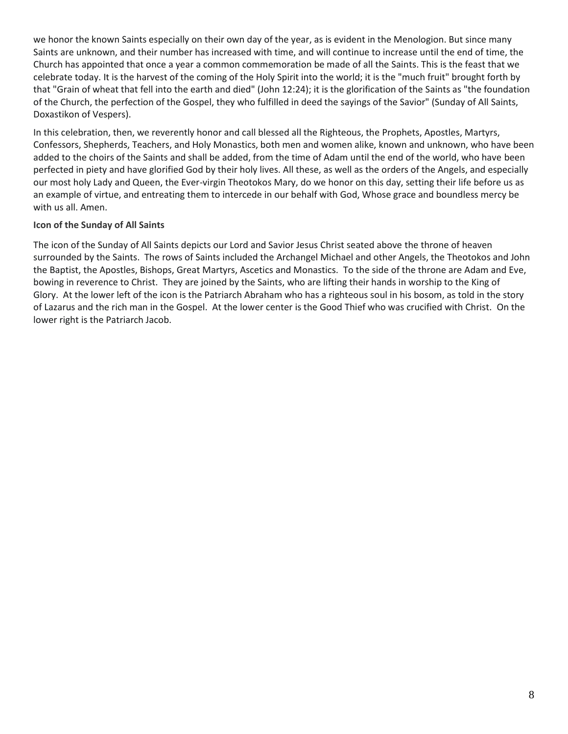we honor the known Saints especially on their own day of the year, as is evident in the Menologion. But since many Saints are unknown, and their number has increased with time, and will continue to increase until the end of time, the Church has appointed that once a year a common commemoration be made of all the Saints. This is the feast that we celebrate today. It is the harvest of the coming of the Holy Spirit into the world; it is the "much fruit" brought forth by that "Grain of wheat that fell into the earth and died" (John 12:24); it is the glorification of the Saints as "the foundation of the Church, the perfection of the Gospel, they who fulfilled in deed the sayings of the Savior" (Sunday of All Saints, Doxastikon of Vespers).

In this celebration, then, we reverently honor and call blessed all the Righteous, the Prophets, Apostles, Martyrs, Confessors, Shepherds, Teachers, and Holy Monastics, both men and women alike, known and unknown, who have been added to the choirs of the Saints and shall be added, from the time of Adam until the end of the world, who have been perfected in piety and have glorified God by their holy lives. All these, as well as the orders of the Angels, and especially our most holy Lady and Queen, the Ever-virgin Theotokos Mary, do we honor on this day, setting their life before us as an example of virtue, and entreating them to intercede in our behalf with God, Whose grace and boundless mercy be with us all. Amen.

**Icon of the Sunday of All Saints**

The icon of the Sunday of All Saints depicts our Lord and Savior Jesus Christ seated above the throne of heaven surrounded by the Saints. The rows of Saints included the Archangel Michael and other Angels, the Theotokos and John the Baptist, the Apostles, Bishops, Great Martyrs, Ascetics and Monastics. To the side of the throne are Adam and Eve, bowing in reverence to Christ. They are joined by the Saints, who are lifting their hands in worship to the King of Glory. At the lower left of the icon is the Patriarch Abraham who has a righteous soul in his bosom, as told in the story of Lazarus and the rich man in the Gospel. At the lower center is the Good Thief who was crucified with Christ. On the lower right is the Patriarch Jacob.